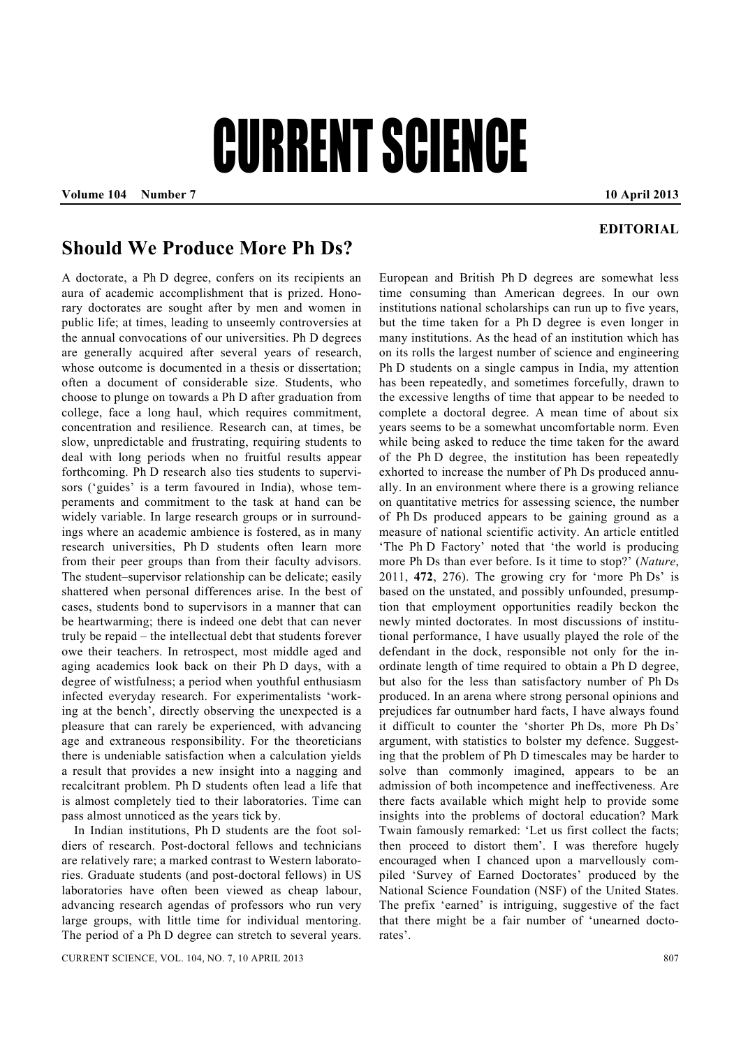# CURRENT SCIENCE

**EDITORIAL**

## Should We Produce More Ph Ds?

A doctorate, a Ph D degree, confers on its recipients an aura of academic accomplishment that is prized. Honorary doctorates are sought after by men and women in public life; at times, leading to unseemly controversies at the annual convocations of our universities. Ph D degrees are generally acquired after several years of research, whose outcome is documented in a thesis or dissertation; often a document of considerable size. Students, who choose to plunge on towards a Ph D after graduation from college, face a long haul, which requires commitment, concentration and resilience. Research can, at times, be slow, unpredictable and frustrating, requiring students to deal with long periods when no fruitful results appear forthcoming. Ph D research also ties students to supervisors ('guides' is a term favoured in India), whose temperaments and commitment to the task at hand can be widely variable. In large research groups or in surroundings where an academic ambience is fostered, as in many research universities, Ph D students often learn more from their peer groups than from their faculty advisors. The student–supervisor relationship can be delicate; easily shattered when personal differences arise. In the best of cases, students bond to supervisors in a manner that can be heartwarming; there is indeed one debt that can never truly be repaid – the intellectual debt that students forever owe their teachers. In retrospect, most middle aged and aging academics look back on their Ph D days, with a degree of wistfulness; a period when youthful enthusiasm infected everyday research. For experimentalists 'working at the bench', directly observing the unexpected is a pleasure that can rarely be experienced, with advancing age and extraneous responsibility. For the theoreticians there is undeniable satisfaction when a calculation yields a result that provides a new insight into a nagging and recalcitrant problem. Ph D students often lead a life that is almost completely tied to their laboratories. Time can pass almost unnoticed as the years tick by.

In Indian institutions, Ph D students are the foot soldiers of research. Post-doctoral fellows and technicians are relatively rare; a marked contrast to Western laboratories. Graduate students (and post-doctoral fellows) in US laboratories have often been viewed as cheap labour, advancing research agendas of professors who run very large groups, with little time for individual mentoring. The period of a Ph D degree can stretch to several years. European and British Ph D degrees are somewhat less time consuming than American degrees. In our own institutions national scholarships can run up to five years, but the time taken for a Ph D degree is even longer in many institutions. As the head of an institution which has on its rolls the largest number of science and engineering Ph D students on a single campus in India, my attention has been repeatedly, and sometimes forcefully, drawn to the excessive lengths of time that appear to be needed to complete a doctoral degree. A mean time of about six years seems to be a somewhat uncomfortable norm. Even while being asked to reduce the time taken for the award of the Ph D degree, the institution has been repeatedly exhorted to increase the number of Ph Ds produced annually. In an environment where there is a growing reliance on quantitative metrics for assessing science, the number of Ph Ds produced appears to be gaining ground as a measure of national scientific activity. An article entitled 'The Ph D Factory' noted that 'the world is producing more Ph Ds than ever before. Is it time to stop?' (*Nature*, 2011, **472**, 276). The growing cry for 'more Ph Ds' is based on the unstated, and possibly unfounded, presumption that employment opportunities readily beckon the newly minted doctorates. In most discussions of institutional performance, I have usually played the role of the defendant in the dock, responsible not only for the inordinate length of time required to obtain a Ph D degree, but also for the less than satisfactory number of Ph Ds produced. In an arena where strong personal opinions and prejudices far outnumber hard facts, I have always found it difficult to counter the 'shorter Ph Ds, more Ph Ds' argument, with statistics to bolster my defence. Suggesting that the problem of Ph D timescales may be harder to solve than commonly imagined, appears to be an admission of both incompetence and ineffectiveness. Are there facts available which might help to provide some insights into the problems of doctoral education? Mark Twain famously remarked: 'Let us first collect the facts; then proceed to distort them'. I was therefore hugely encouraged when I chanced upon a marvellously compiled 'Survey of Earned Doctorates' produced by the National Science Foundation (NSF) of the United States. The prefix 'earned' is intriguing, suggestive of the fact that there might be a fair number of 'unearned doctorates'.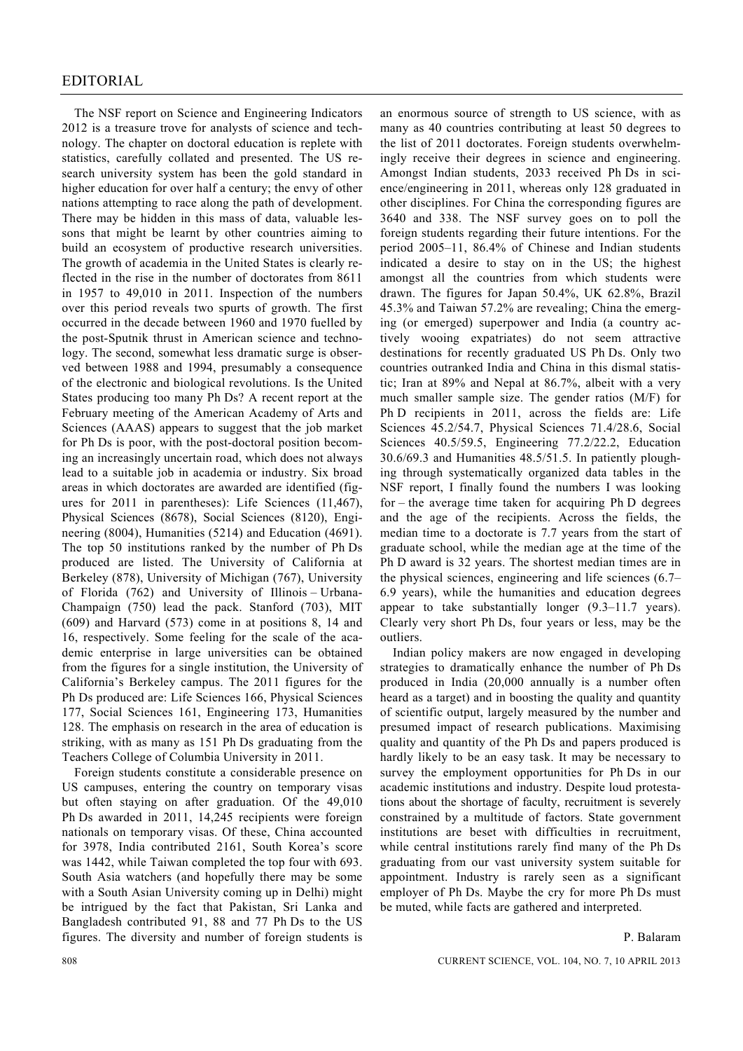# EDITORIAL

The NSF report on Science and Engineering Indicators 2012 is a treasure trove for analysts of science and technology. The chapter on doctoral education is replete with statistics, carefully collated and presented. The US research university system has been the gold standard in higher education for over half a century; the envy of other nations attempting to race along the path of development. There may be hidden in this mass of data, valuable lessons that might be learnt by other countries aiming to build an ecosystem of productive research universities. The growth of academia in the United States is clearly reflected in the rise in the number of doctorates from 8611 in 1957 to 49,010 in 2011. Inspection of the numbers over this period reveals two spurts of growth. The first occurred in the decade between 1960 and 1970 fuelled by the post-Sputnik thrust in American science and technology. The second, somewhat less dramatic surge is observed between 1988 and 1994, presumably a consequence of the electronic and biological revolutions. Is the United States producing too many Ph Ds? A recent report at the February meeting of the American Academy of Arts and Sciences (AAAS) appears to suggest that the job market for Ph Ds is poor, with the post-doctoral position becoming an increasingly uncertain road, which does not always lead to a suitable job in academia or industry. Six broad areas in which doctorates are awarded are identified (figures for 2011 in parentheses): Life Sciences (11,467), Physical Sciences (8678), Social Sciences (8120), Engineering (8004), Humanities (5214) and Education (4691). The top 50 institutions ranked by the number of Ph Ds produced are listed. The University of California at Berkeley (878), University of Michigan (767), University of Florida (762) and University of Illinois – Urbana-Champaign (750) lead the pack. Stanford (703), MIT (609) and Harvard (573) come in at positions 8, 14 and 16, respectively. Some feeling for the scale of the academic enterprise in large universities can be obtained from the figures for a single institution, the University of California's Berkeley campus. The 2011 figures for the Ph Ds produced are: Life Sciences 166, Physical Sciences 177, Social Sciences 161, Engineering 173, Humanities 128. The emphasis on research in the area of education is striking, with as many as 151 Ph Ds graduating from the Teachers College of Columbia University in 2011.

Foreign students constitute a considerable presence on US campuses, entering the country on temporary visas but often staying on after graduation. Of the 49,010 Ph Ds awarded in 2011, 14,245 recipients were foreign nationals on temporary visas. Of these, China accounted for 3978, India contributed 2161, South Korea's score was 1442, while Taiwan completed the top four with 693. South Asia watchers (and hopefully there may be some with a South Asian University coming up in Delhi) might be intrigued by the fact that Pakistan, Sri Lanka and Bangladesh contributed 91, 88 and 77 Ph Ds to the US figures. The diversity and number of foreign students is an enormous source of strength to US science, with as many as 40 countries contributing at least 50 degrees to the list of 2011 doctorates. Foreign students overwhelmingly receive their degrees in science and engineering. Amongst Indian students, 2033 received Ph Ds in science/engineering in 2011, whereas only 128 graduated in other disciplines. For China the corresponding figures are 3640 and 338. The NSF survey goes on to poll the foreign students regarding their future intentions. For the period 2005–11, 86.4% of Chinese and Indian students indicated a desire to stay on in the US; the highest amongst all the countries from which students were drawn. The figures for Japan 50.4%, UK 62.8%, Brazil 45.3% and Taiwan 57.2% are revealing; China the emerging (or emerged) superpower and India (a country actively wooing expatriates) do not seem attractive destinations for recently graduated US Ph Ds. Only two countries outranked India and China in this dismal statistic; Iran at 89% and Nepal at 86.7%, albeit with a very much smaller sample size. The gender ratios (M/F) for Ph D recipients in 2011, across the fields are: Life Sciences 45.2/54.7, Physical Sciences 71.4/28.6, Social Sciences 40.5/59.5, Engineering 77.2/22.2, Education 30.6/69.3 and Humanities 48.5/51.5. In patiently ploughing through systematically organized data tables in the NSF report, I finally found the numbers I was looking for – the average time taken for acquiring Ph D degrees and the age of the recipients. Across the fields, the median time to a doctorate is 7.7 years from the start of graduate school, while the median age at the time of the Ph D award is 32 years. The shortest median times are in the physical sciences, engineering and life sciences (6.7–6.9 years), while the humanities and education degrees appear to take substantially longer (9.3–11.7 years). Clearly very short Ph Ds, four years or less, may be the outliers.

Indian policy makers are now engaged in developing strategies to dramatically enhance the number of Ph Ds produced in India (20,000 annually is a number often heard as a target) and in boosting the quality and quantity of scientific output, largely measured by the number and presumed impact of research publications. Maximising quality and quantity of the Ph Ds and papers produced is hardly likely to be an easy task. It may be necessary to survey the employment opportunities for Ph Ds in our academic institutions and industry. Despite loud protestations about the shortage of faculty, recruitment is severely constrained by a multitude of factors. State government institutions are beset with difficulties in recruitment, while central institutions rarely find many of the Ph Ds graduating from our vast university system suitable for appointment. Industry is rarely seen as a significant employer of Ph Ds. Maybe the cry for more Ph Ds must be muted, while facts are gathered and interpreted.

P. Balaram